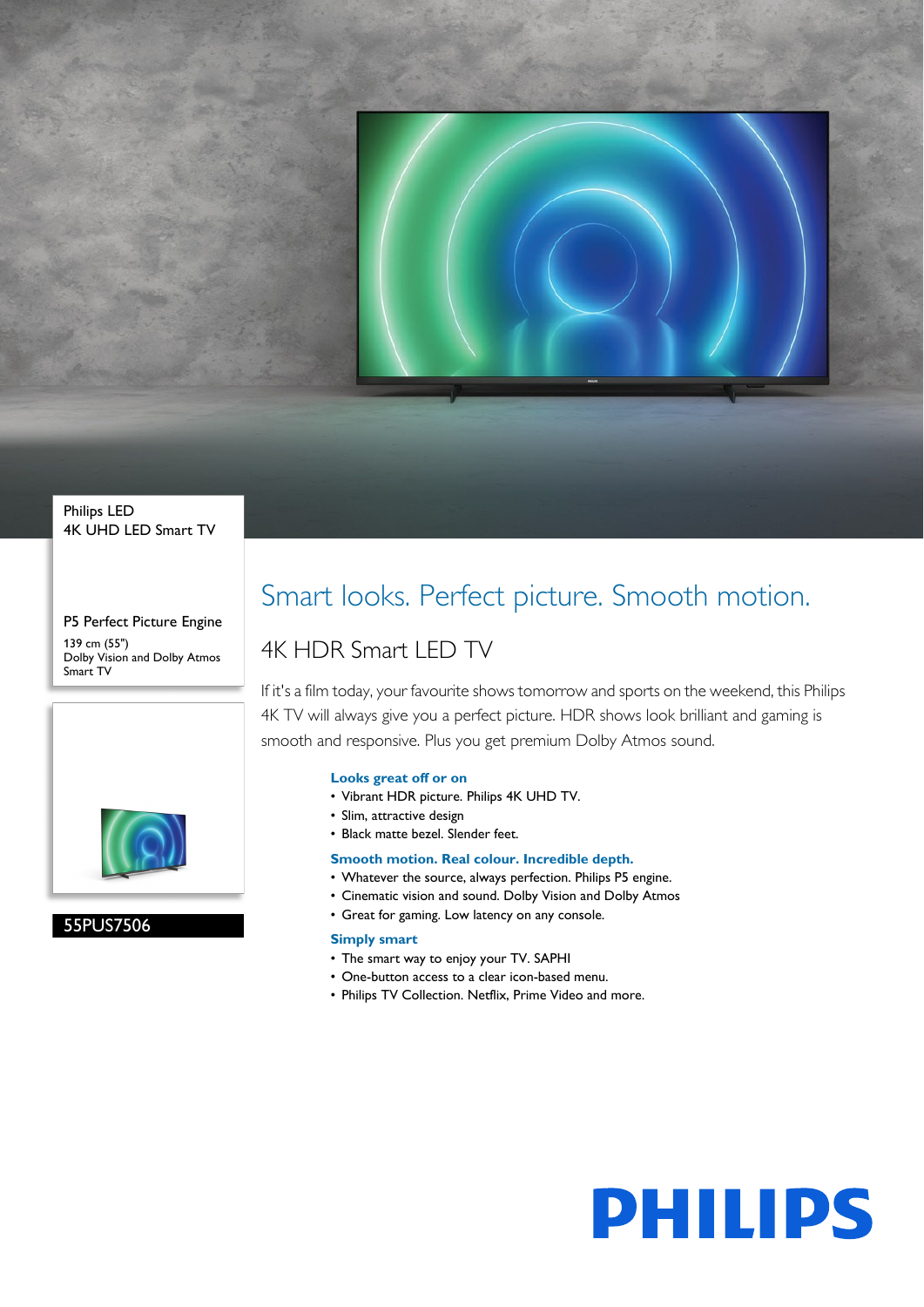Philips LED
4K UHD LED Smart TV

P5 Perfect Picture Engine

139 cm (55")
Dolby Vision and Dolby Atmos
Smart TV

55PUS7506

# Smart looks. Perfect picture. Smooth motion.

## 4K HDR Smart LED TV

If it's a film today, your favourite shows tomorrow and sports on the weekend, this Philips 4K TV will always give you a perfect picture. HDR shows look brilliant and gaming is smooth and responsive. Plus you get premium Dolby Atmos sound.

**Looks great off or on**

- Vibrant HDR picture. Philips 4K UHD TV.
- Slim, attractive design
- Black matte bezel. Slender feet.

**Smooth motion. Real colour. Incredible depth.**

- Whatever the source, always perfection. Philips P5 engine.
- Cinematic vision and sound. Dolby Vision and Dolby Atmos
- Great for gaming. Low latency on any console.

**Simply smart**

- The smart way to enjoy your TV. SAPHI
- One-button access to a clear icon-based menu.
- Philips TV Collection. Netflix, Prime Video and more.

PHILIPS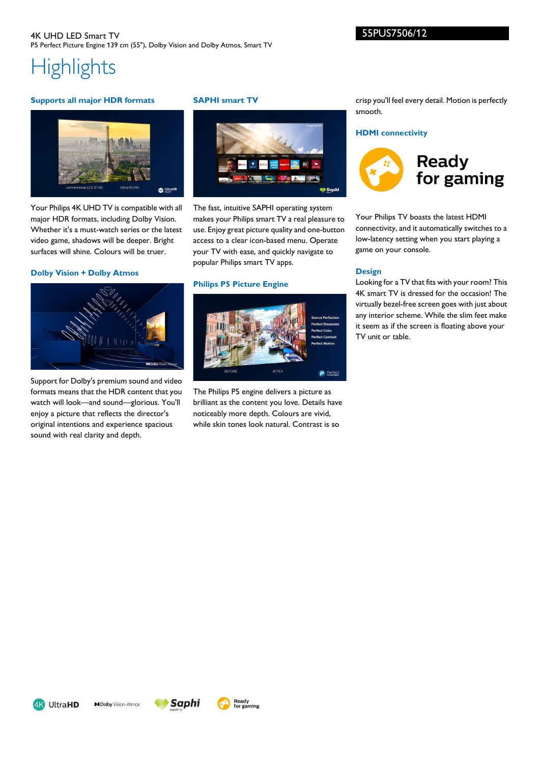4K UHD LED Smart TV

P5 Perfect Picture Engine 139 cm (55"), Dolby Vision and Dolby Atmos, Smart TV

55PUS7506/12

# Highlights

### Supports all major HDR formats

Your Philips 4K UHD TV is compatible with all major HDR formats, including Dolby Vision. Whether it's a must-watch series or the latest video game, shadows will be deeper. Bright surfaces will shine. Colours will be truer.

### Dolby Vision + Dolby Atmos

Support for Dolby's premium sound and video formats means that the HDR content that you watch will look—and sound—glorious. You'll enjoy a picture that reflects the director's original intentions and experience spacious sound with real clarity and depth.

### SAPHI smart TV

The fast, intuitive SAPHI operating system makes your Philips smart TV a real pleasure to use. Enjoy great picture quality and one-button access to a clear icon-based menu. Operate your TV with ease, and quickly navigate to popular Philips smart TV apps.

### Philips P5 Picture Engine

The Philips P5 engine delivers a picture as brilliant as the content you love. Details have noticeably more depth. Colours are vivid, while skin tones look natural. Contrast is so crisp you'll feel every detail. Motion is perfectly smooth.

### HDMI connectivity

Your Philips TV boasts the latest HDMI connectivity, and it automatically switches to a low-latency setting when you start playing a game on your console.

### Design

Looking for a TV that fits with your room? This 4K smart TV is dressed for the occasion! The virtually bezel-free screen goes with just about any interior scheme. While the slim feet make it seem as if the screen is floating above your TV unit or table.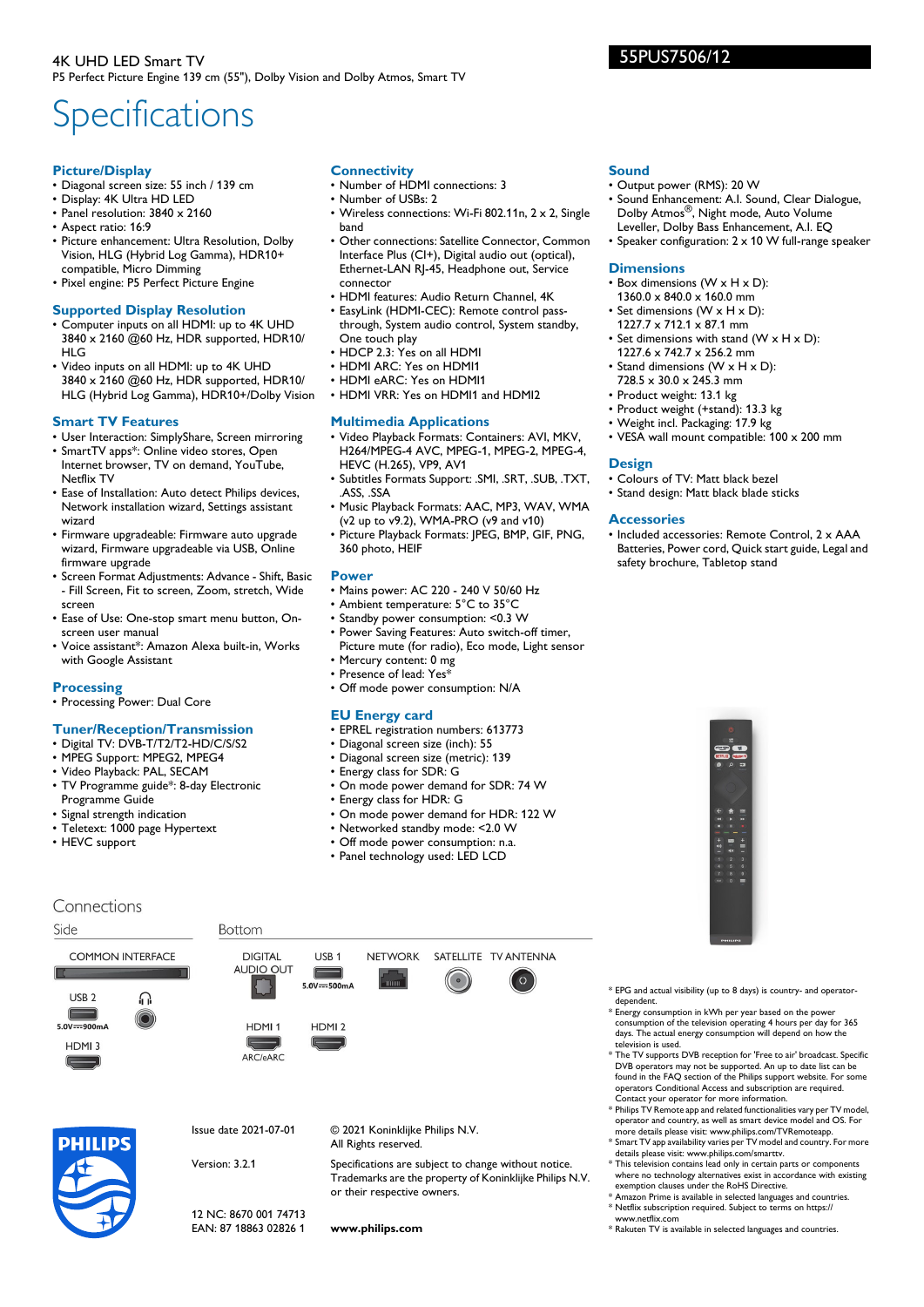4K UHD LED Smart TV

P5 Perfect Picture Engine 139 cm (55"), Dolby Vision and Dolby Atmos, Smart TV

55PUS7506/12

# Specifications

### Picture/Display

- Diagonal screen size: 55 inch / 139 cm
- Display: 4K Ultra HD LED
- Panel resolution: 3840 x 2160
- Aspect ratio: 16:9
- Picture enhancement: Ultra Resolution, Dolby Vision, HLG (Hybrid Log Gamma), HDR10+ compatible, Micro Dimming
- Pixel engine: P5 Perfect Picture Engine

### Supported Display Resolution

- Computer inputs on all HDMI: up to 4K UHD 3840 x 2160 @60 Hz, HDR supported, HDR10/ HLG
- Video inputs on all HDMI: up to 4K UHD 3840 x 2160 @60 Hz, HDR supported, HDR10/ HLG (Hybrid Log Gamma), HDR10+/Dolby Vision

### Smart TV Features

- User Interaction: SimplyShare, Screen mirroring
- SmartTV apps*: Online video stores, Open Internet browser, TV on demand, YouTube, Netflix TV
- Ease of Installation: Auto detect Philips devices, Network installation wizard, Settings assistant wizard
- Firmware upgradeable: Firmware auto upgrade wizard, Firmware upgradeable via USB, Online firmware upgrade
- Screen Format Adjustments: Advance - Shift, Basic - Fill Screen, Fit to screen, Zoom, stretch, Wide screen
- Ease of Use: One-stop smart menu button, On-screen user manual
- Voice assistant*: Amazon Alexa built-in, Works with Google Assistant

### Processing

- Processing Power: Dual Core

### Tuner/Reception/Transmission

- Digital TV: DVB-T/T2/T2-HD/C/S/S2
- MPEG Support: MPEG2, MPEG4
- Video Playback: PAL, SECAM
- TV Programme guide*: 8-day Electronic Programme Guide
- Signal strength indication
- Teletext: 1000 page Hypertext
- HEVC support

### Connectivity

- Number of HDMI connections: 3
- Number of USBs: 2
- Wireless connections: Wi-Fi 802.11n, 2 x 2, Single band
- Other connections: Satellite Connector, Common Interface Plus (CI+), Digital audio out (optical), Ethernet-LAN RJ-45, Headphone out, Service connector
- HDMI features: Audio Return Channel, 4K
- EasyLink (HDMI-CEC): Remote control pass-through, System audio control, System standby, One touch play
- HDCP 2.3: Yes on all HDMI
- HDMI ARC: Yes on HDMI1
- HDMI eARC: Yes on HDMI1
- HDMI VRR: Yes on HDMI1 and HDMI2

### Multimedia Applications

- Video Playback Formats: Containers: AVI, MKV, H264/MPEG-4 AVC, MPEG-1, MPEG-2, MPEG-4, HEVC (H.265), VP9, AV1
- Subtitles Formats Support: .SMI, .SRT, .SUB, .TXT, .ASS, .SSA
- Music Playback Formats: AAC, MP3, WAV, WMA (v2 up to v9.2), WMA-PRO (v9 and v10)
- Picture Playback Formats: JPEG, BMP, GIF, PNG, 360 photo, HEIF

### Power

- Mains power: AC 220 - 240 V 50/60 Hz
- Ambient temperature: 5°C to 35°C
- Standby power consumption: <0.3 W
- Power Saving Features: Auto switch-off timer, Picture mute (for radio), Eco mode, Light sensor
- Mercury content: 0 mg
- Presence of lead: Yes*
- Off mode power consumption: N/A

### EU Energy card

- EPREL registration numbers: 613773
- Diagonal screen size (inch): 55
- Diagonal screen size (metric): 139
- Energy class for SDR: G
- On mode power demand for SDR: 74 W
- Energy class for HDR: G
- On mode power demand for HDR: 122 W
- Networked standby mode: <2.0 W
- Off mode power consumption: n.a.
- Panel technology used: LED LCD

### Sound

- Output power (RMS): 20 W
- Sound Enhancement: A.I. Sound, Clear Dialogue, Dolby Atmos®, Night mode, Auto Volume Leveller, Dolby Bass Enhancement, A.I. EQ
- Speaker configuration: 2 x 10 W full-range speaker

### Dimensions

- Box dimensions (W x H x D): 1360.0 x 840.0 x 160.0 mm
- Set dimensions (W x H x D): 1227.7 x 712.1 x 87.1 mm
- Set dimensions with stand (W x H x D): 1227.6 x 742.7 x 256.2 mm
- Stand dimensions (W x H x D): 728.5 x 30.0 x 245.3 mm
- Product weight: 13.1 kg
- Product weight (+stand): 13.3 kg
- Weight incl. Packaging: 17.9 kg
- VESA wall mount compatible: 100 x 200 mm

### Design

- Colours of TV: Matt black bezel
- Stand design: Matt black blade sticks

### Accessories

- Included accessories: Remote Control, 2 x AAA Batteries, Power cord, Quick start guide, Legal and safety brochure, Tabletop stand

## Connections

Side

COMMON INTERFACE

USB 2

5.0V⎓900mA

HDMI 3

Bottom

DIGITAL AUDIO OUT

USB 1

5.0V⎓500mA

NETWORK

SATELLITE

TV ANTENNA

HDMI 1

ARC/eARC

HDMI 2

\* EPG and actual visibility (up to 8 days) is country- and operator-dependent.

\* Energy consumption in kWh per year based on the power consumption of the television operating 4 hours per day for 365 days. The actual energy consumption will depend on how the television is used.

\* The TV supports DVB reception for 'Free to air' broadcast. Specific DVB operators may not be supported. An up to date list can be found in the FAQ section of the Philips support website. For some operators Conditional Access and subscription are required. Contact your operator for more information.

\* Philips TV Remote app and related functionalities vary per TV model, operator and country, as well as smart device model and OS. For more details please visit: www.philips.com/TVRemoteapp.

\* Smart TV app availability varies per TV model and country. For more details please visit: www.philips.com/smarttv.

\* This television contains lead only in certain parts or components where no technology alternatives exist in accordance with existing exemption clauses under the RoHS Directive.

\* Amazon Prime is available in selected languages and countries.

\* Netflix subscription required. Subject to terms on https://www.netflix.com

\* Rakuten TV is available in selected languages and countries.

Issue date 2021-07-01

Version: 3.2.1

12 NC: 8670 001 74713

EAN: 87 18863 02826 1

© 2021 Koninklijke Philips N.V.

All Rights reserved.

Specifications are subject to change without notice. Trademarks are the property of Koninklijke Philips N.V. or their respective owners.

**www.philips.com**